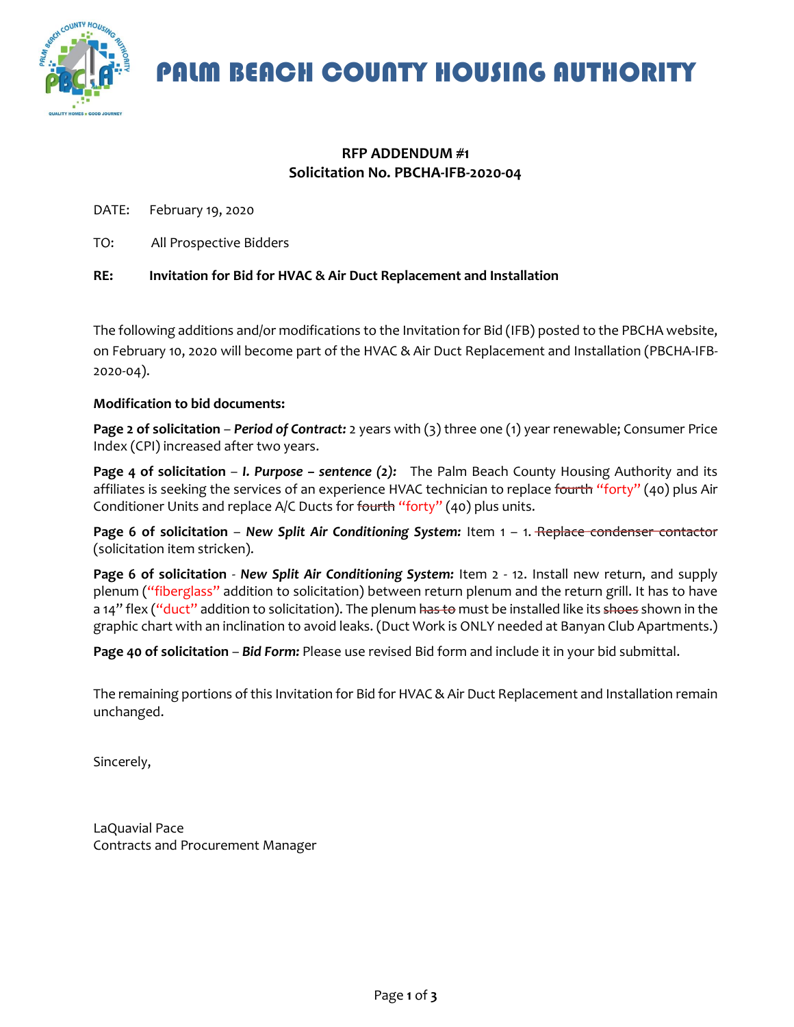# PALM BEACH COUNTY HOUSING AUTHORITY

**RFP ADDENDUM #1**
**Solicitation No. PBCHA-IFB-2020-04**

DATE: February 19, 2020

TO: All Prospective Bidders

**RE: Invitation for Bid for HVAC & Air Duct Replacement and Installation**

The following additions and/or modifications to the Invitation for Bid (IFB) posted to the PBCHA website, on February 10, 2020 will become part of the HVAC & Air Duct Replacement and Installation (PBCHA-IFB-2020-04).

**Modification to bid documents:**

**Page 2 of solicitation** – ***Period of Contract:*** 2 years with (3) three one (1) year renewable; Consumer Price Index (CPI) increased after two years.

**Page 4 of solicitation** – ***I. Purpose – sentence (2):*** The Palm Beach County Housing Authority and its affiliates is seeking the services of an experience HVAC technician to replace ~~fourth~~ "forty" (40) plus Air Conditioner Units and replace A/C Ducts for ~~fourth~~ "forty" (40) plus units.

**Page 6 of solicitation** – ***New Split Air Conditioning System:*** Item 1 – 1. ~~Replace condenser contactor~~ (solicitation item stricken).

**Page 6 of solicitation** - ***New Split Air Conditioning System:*** Item 2 - 12. Install new return, and supply plenum ("fiberglass" addition to solicitation) between return plenum and the return grill. It has to have a 14" flex ("duct" addition to solicitation). The plenum ~~has to~~ must be installed like its ~~shoes~~ shown in the graphic chart with an inclination to avoid leaks. (Duct Work is ONLY needed at Banyan Club Apartments.)

**Page 40 of solicitation** – ***Bid Form:*** Please use revised Bid form and include it in your bid submittal.

The remaining portions of this Invitation for Bid for HVAC & Air Duct Replacement and Installation remain unchanged.

Sincerely,

LaQuavial Pace
Contracts and Procurement Manager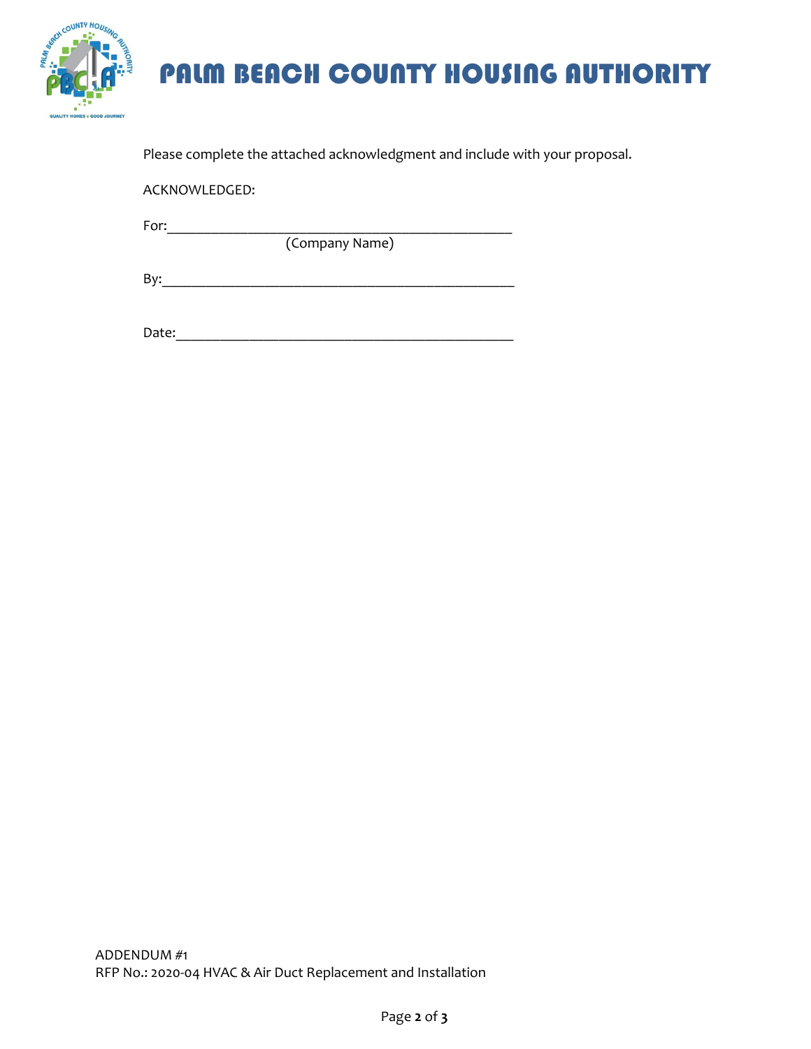Please complete the attached acknowledgment and include with your proposal.

ACKNOWLEDGED:

For:_______________________________________________
(Company Name)

By:_______________________________________________

Date:_____________________________________________

ADDENDUM #1
RFP No.: 2020-04 HVAC & Air Duct Replacement and Installation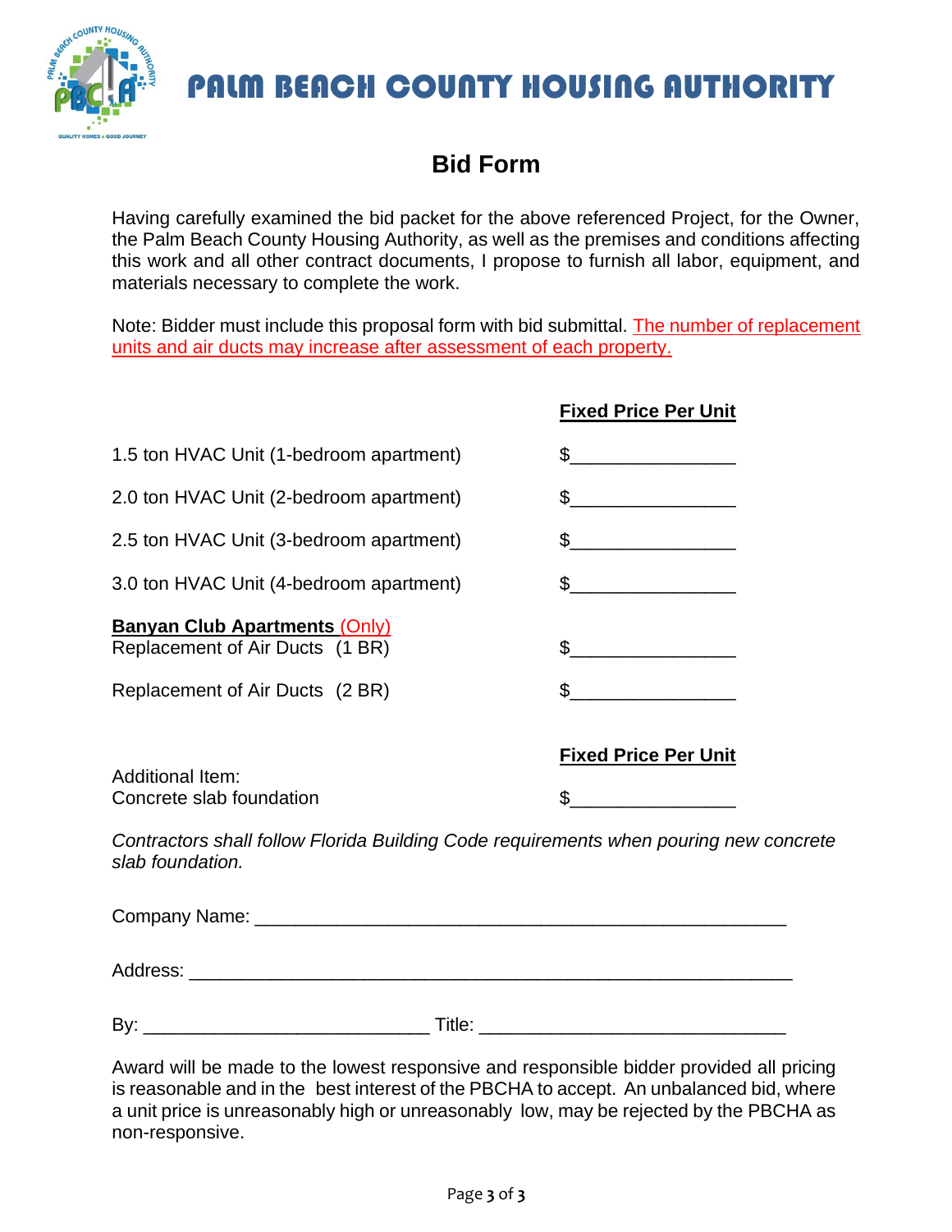# PALM BEACH COUNTY HOUSING AUTHORITY

## Bid Form

Having carefully examined the bid packet for the above referenced Project, for the Owner, the Palm Beach County Housing Authority, as well as the premises and conditions affecting this work and all other contract documents, I propose to furnish all labor, equipment, and materials necessary to complete the work.

Note: Bidder must include this proposal form with bid submittal. The number of replacement units and air ducts may increase after assessment of each property.

| | **Fixed Price Per Unit** |
|---|---|
| 1.5 ton HVAC Unit (1-bedroom apartment) | $________________ |
| 2.0 ton HVAC Unit (2-bedroom apartment) | $________________ |
| 2.5 ton HVAC Unit (3-bedroom apartment) | $________________ |
| 3.0 ton HVAC Unit (4-bedroom apartment) | $________________ |
| **Banyan Club Apartments** (Only) Replacement of Air Ducts (1 BR) | $________________ |
| Replacement of Air Ducts (2 BR) | $________________ |

| | **Fixed Price Per Unit** |
|---|---|
| Additional Item: Concrete slab foundation | $________________ |

*Contractors shall follow Florida Building Code requirements when pouring new concrete slab foundation.*

Company Name: ____________________________________________________

Address: ___________________________________________________________

By: ___________________________ Title: ______________________________

Award will be made to the lowest responsive and responsible bidder provided all pricing is reasonable and in the best interest of the PBCHA to accept. An unbalanced bid, where a unit price is unreasonably high or unreasonably low, may be rejected by the PBCHA as non-responsive.